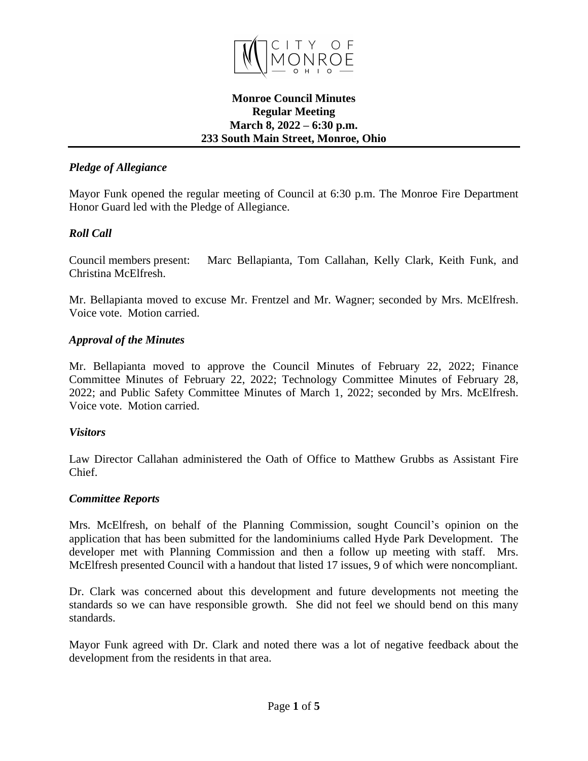**Monroe Council Minutes**
**Regular Meeting**
**March 8, 2022 – 6:30 p.m.**
**233 South Main Street, Monroe, Ohio**

***Pledge of Allegiance***

Mayor Funk opened the regular meeting of Council at 6:30 p.m. The Monroe Fire Department Honor Guard led with the Pledge of Allegiance.

***Roll Call***

Council members present: Marc Bellapianta, Tom Callahan, Kelly Clark, Keith Funk, and Christina McElfresh.

Mr. Bellapianta moved to excuse Mr. Frentzel and Mr. Wagner; seconded by Mrs. McElfresh. Voice vote. Motion carried.

***Approval of the Minutes***

Mr. Bellapianta moved to approve the Council Minutes of February 22, 2022; Finance Committee Minutes of February 22, 2022; Technology Committee Minutes of February 28, 2022; and Public Safety Committee Minutes of March 1, 2022; seconded by Mrs. McElfresh. Voice vote. Motion carried.

***Visitors***

Law Director Callahan administered the Oath of Office to Matthew Grubbs as Assistant Fire Chief.

***Committee Reports***

Mrs. McElfresh, on behalf of the Planning Commission, sought Council's opinion on the application that has been submitted for the landominiums called Hyde Park Development. The developer met with Planning Commission and then a follow up meeting with staff. Mrs. McElfresh presented Council with a handout that listed 17 issues, 9 of which were noncompliant.

Dr. Clark was concerned about this development and future developments not meeting the standards so we can have responsible growth. She did not feel we should bend on this many standards.

Mayor Funk agreed with Dr. Clark and noted there was a lot of negative feedback about the development from the residents in that area.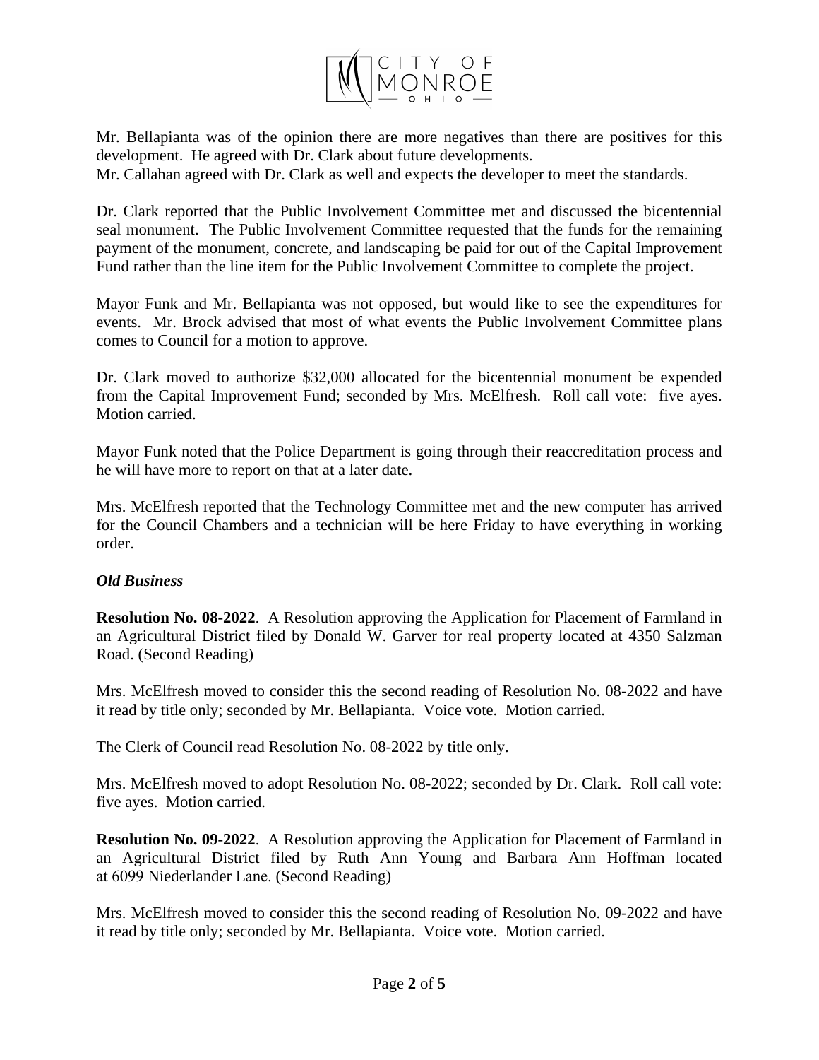Mr. Bellapianta was of the opinion there are more negatives than there are positives for this development. He agreed with Dr. Clark about future developments.
Mr. Callahan agreed with Dr. Clark as well and expects the developer to meet the standards.

Dr. Clark reported that the Public Involvement Committee met and discussed the bicentennial seal monument. The Public Involvement Committee requested that the funds for the remaining payment of the monument, concrete, and landscaping be paid for out of the Capital Improvement Fund rather than the line item for the Public Involvement Committee to complete the project.

Mayor Funk and Mr. Bellapianta was not opposed, but would like to see the expenditures for events. Mr. Brock advised that most of what events the Public Involvement Committee plans comes to Council for a motion to approve.

Dr. Clark moved to authorize $32,000 allocated for the bicentennial monument be expended from the Capital Improvement Fund; seconded by Mrs. McElfresh. Roll call vote: five ayes. Motion carried.

Mayor Funk noted that the Police Department is going through their reaccreditation process and he will have more to report on that at a later date.

Mrs. McElfresh reported that the Technology Committee met and the new computer has arrived for the Council Chambers and a technician will be here Friday to have everything in working order.

***Old Business***

**Resolution No. 08-2022**. A Resolution approving the Application for Placement of Farmland in an Agricultural District filed by Donald W. Garver for real property located at 4350 Salzman Road. (Second Reading)

Mrs. McElfresh moved to consider this the second reading of Resolution No. 08-2022 and have it read by title only; seconded by Mr. Bellapianta. Voice vote. Motion carried.

The Clerk of Council read Resolution No. 08-2022 by title only.

Mrs. McElfresh moved to adopt Resolution No. 08-2022; seconded by Dr. Clark. Roll call vote: five ayes. Motion carried.

**Resolution No. 09-2022**. A Resolution approving the Application for Placement of Farmland in an Agricultural District filed by Ruth Ann Young and Barbara Ann Hoffman located at 6099 Niederlander Lane. (Second Reading)

Mrs. McElfresh moved to consider this the second reading of Resolution No. 09-2022 and have it read by title only; seconded by Mr. Bellapianta. Voice vote. Motion carried.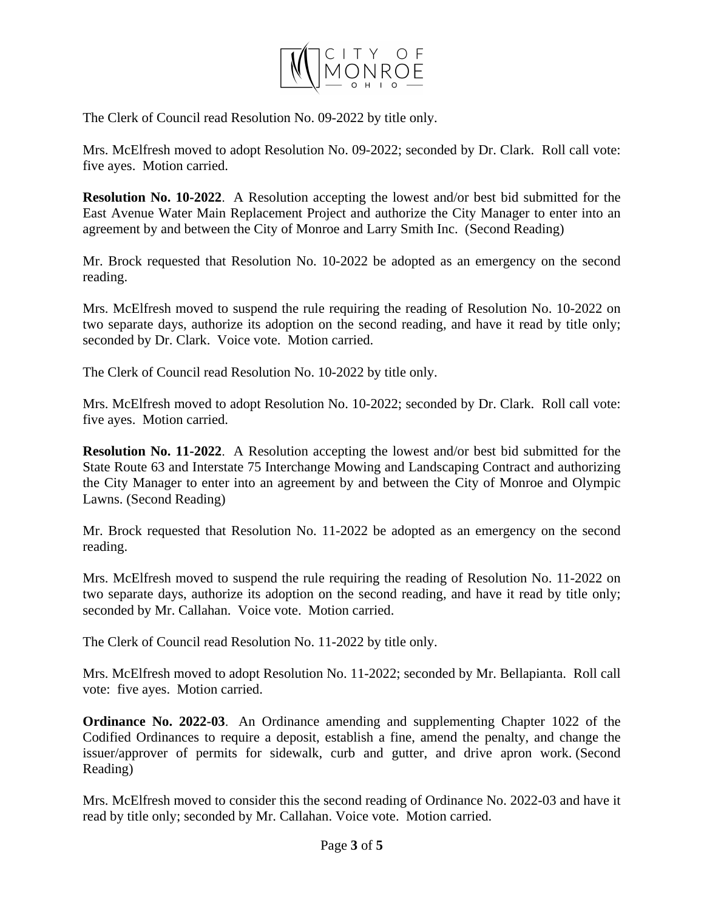The Clerk of Council read Resolution No. 09-2022 by title only.

Mrs. McElfresh moved to adopt Resolution No. 09-2022; seconded by Dr. Clark. Roll call vote: five ayes. Motion carried.

**Resolution No. 10-2022**. A Resolution accepting the lowest and/or best bid submitted for the East Avenue Water Main Replacement Project and authorize the City Manager to enter into an agreement by and between the City of Monroe and Larry Smith Inc. (Second Reading)

Mr. Brock requested that Resolution No. 10-2022 be adopted as an emergency on the second reading.

Mrs. McElfresh moved to suspend the rule requiring the reading of Resolution No. 10-2022 on two separate days, authorize its adoption on the second reading, and have it read by title only; seconded by Dr. Clark. Voice vote. Motion carried.

The Clerk of Council read Resolution No. 10-2022 by title only.

Mrs. McElfresh moved to adopt Resolution No. 10-2022; seconded by Dr. Clark. Roll call vote: five ayes. Motion carried.

**Resolution No. 11-2022**. A Resolution accepting the lowest and/or best bid submitted for the State Route 63 and Interstate 75 Interchange Mowing and Landscaping Contract and authorizing the City Manager to enter into an agreement by and between the City of Monroe and Olympic Lawns. (Second Reading)

Mr. Brock requested that Resolution No. 11-2022 be adopted as an emergency on the second reading.

Mrs. McElfresh moved to suspend the rule requiring the reading of Resolution No. 11-2022 on two separate days, authorize its adoption on the second reading, and have it read by title only; seconded by Mr. Callahan. Voice vote. Motion carried.

The Clerk of Council read Resolution No. 11-2022 by title only.

Mrs. McElfresh moved to adopt Resolution No. 11-2022; seconded by Mr. Bellapianta. Roll call vote: five ayes. Motion carried.

**Ordinance No. 2022-03**. An Ordinance amending and supplementing Chapter 1022 of the Codified Ordinances to require a deposit, establish a fine, amend the penalty, and change the issuer/approver of permits for sidewalk, curb and gutter, and drive apron work. (Second Reading)

Mrs. McElfresh moved to consider this the second reading of Ordinance No. 2022-03 and have it read by title only; seconded by Mr. Callahan. Voice vote. Motion carried.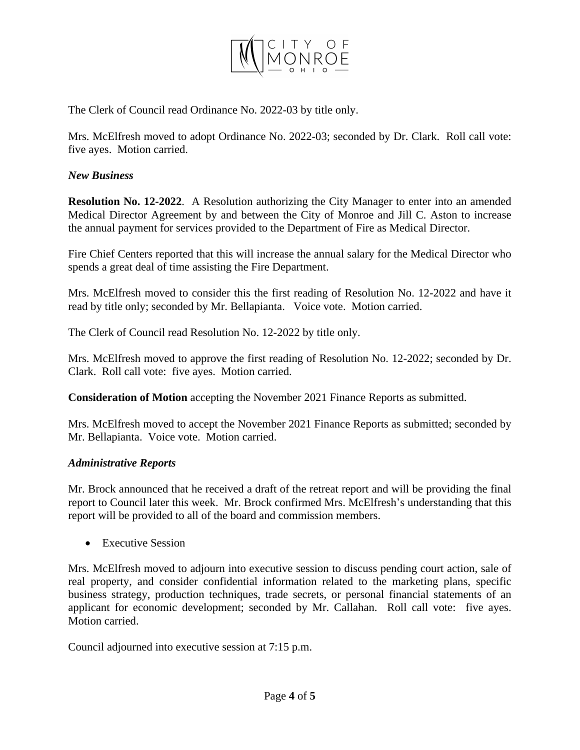The Clerk of Council read Ordinance No. 2022-03 by title only.

Mrs. McElfresh moved to adopt Ordinance No. 2022-03; seconded by Dr. Clark. Roll call vote: five ayes. Motion carried.

***New Business***

**Resolution No. 12-2022**. A Resolution authorizing the City Manager to enter into an amended Medical Director Agreement by and between the City of Monroe and Jill C. Aston to increase the annual payment for services provided to the Department of Fire as Medical Director.

Fire Chief Centers reported that this will increase the annual salary for the Medical Director who spends a great deal of time assisting the Fire Department.

Mrs. McElfresh moved to consider this the first reading of Resolution No. 12-2022 and have it read by title only; seconded by Mr. Bellapianta. Voice vote. Motion carried.

The Clerk of Council read Resolution No. 12-2022 by title only.

Mrs. McElfresh moved to approve the first reading of Resolution No. 12-2022; seconded by Dr. Clark. Roll call vote: five ayes. Motion carried.

**Consideration of Motion** accepting the November 2021 Finance Reports as submitted.

Mrs. McElfresh moved to accept the November 2021 Finance Reports as submitted; seconded by Mr. Bellapianta. Voice vote. Motion carried.

***Administrative Reports***

Mr. Brock announced that he received a draft of the retreat report and will be providing the final report to Council later this week. Mr. Brock confirmed Mrs. McElfresh's understanding that this report will be provided to all of the board and commission members.

- Executive Session

Mrs. McElfresh moved to adjourn into executive session to discuss pending court action, sale of real property, and consider confidential information related to the marketing plans, specific business strategy, production techniques, trade secrets, or personal financial statements of an applicant for economic development; seconded by Mr. Callahan. Roll call vote: five ayes. Motion carried.

Council adjourned into executive session at 7:15 p.m.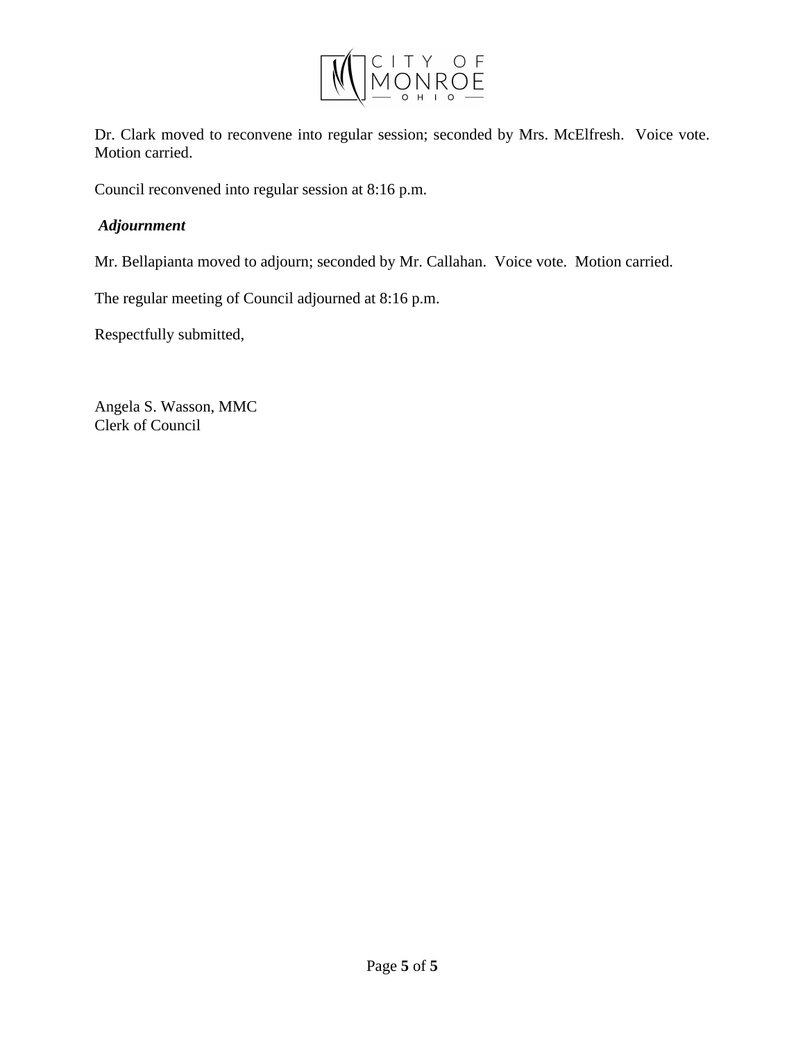Dr. Clark moved to reconvene into regular session; seconded by Mrs. McElfresh. Voice vote. Motion carried.

Council reconvened into regular session at 8:16 p.m.

***Adjournment***

Mr. Bellapianta moved to adjourn; seconded by Mr. Callahan. Voice vote. Motion carried.

The regular meeting of Council adjourned at 8:16 p.m.

Respectfully submitted,

Angela S. Wasson, MMC
Clerk of Council